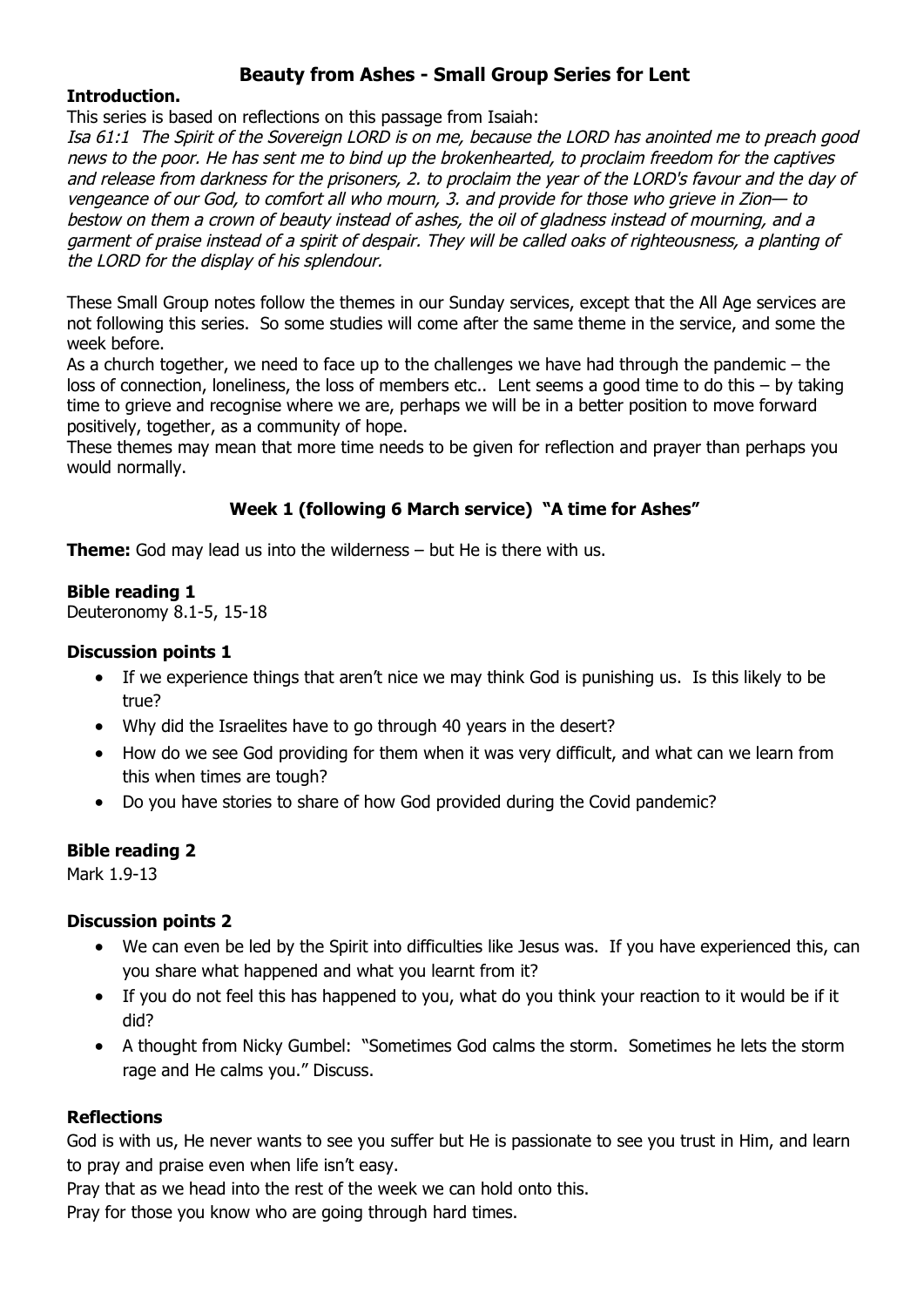# Beauty from Ashes - Small Group Series for Lent

**Introduction.**

This series is based on reflections on this passage from Isaiah:

*Isa 61:1 The Spirit of the Sovereign LORD is on me, because the LORD has anointed me to preach good news to the poor. He has sent me to bind up the brokenhearted, to proclaim freedom for the captives and release from darkness for the prisoners, 2. to proclaim the year of the LORD's favour and the day of vengeance of our God, to comfort all who mourn, 3. and provide for those who grieve in Zion— to bestow on them a crown of beauty instead of ashes, the oil of gladness instead of mourning, and a garment of praise instead of a spirit of despair. They will be called oaks of righteousness, a planting of the LORD for the display of his splendour.*

These Small Group notes follow the themes in our Sunday services, except that the All Age services are not following this series. So some studies will come after the same theme in the service, and some the week before.

As a church together, we need to face up to the challenges we have had through the pandemic – the loss of connection, loneliness, the loss of members etc.. Lent seems a good time to do this – by taking time to grieve and recognise where we are, perhaps we will be in a better position to move forward positively, together, as a community of hope.

These themes may mean that more time needs to be given for reflection and prayer than perhaps you would normally.

## Week 1 (following 6 March service) "A time for Ashes"

**Theme:** God may lead us into the wilderness – but He is there with us.

**Bible reading 1**

Deuteronomy 8.1-5, 15-18

**Discussion points 1**

- If we experience things that aren't nice we may think God is punishing us. Is this likely to be true?
- Why did the Israelites have to go through 40 years in the desert?
- How do we see God providing for them when it was very difficult, and what can we learn from this when times are tough?
- Do you have stories to share of how God provided during the Covid pandemic?

**Bible reading 2**

Mark 1.9-13

**Discussion points 2**

- We can even be led by the Spirit into difficulties like Jesus was. If you have experienced this, can you share what happened and what you learnt from it?
- If you do not feel this has happened to you, what do you think your reaction to it would be if it did?
- A thought from Nicky Gumbel: "Sometimes God calms the storm. Sometimes he lets the storm rage and He calms you." Discuss.

**Reflections**

God is with us, He never wants to see you suffer but He is passionate to see you trust in Him, and learn to pray and praise even when life isn't easy.

Pray that as we head into the rest of the week we can hold onto this.

Pray for those you know who are going through hard times.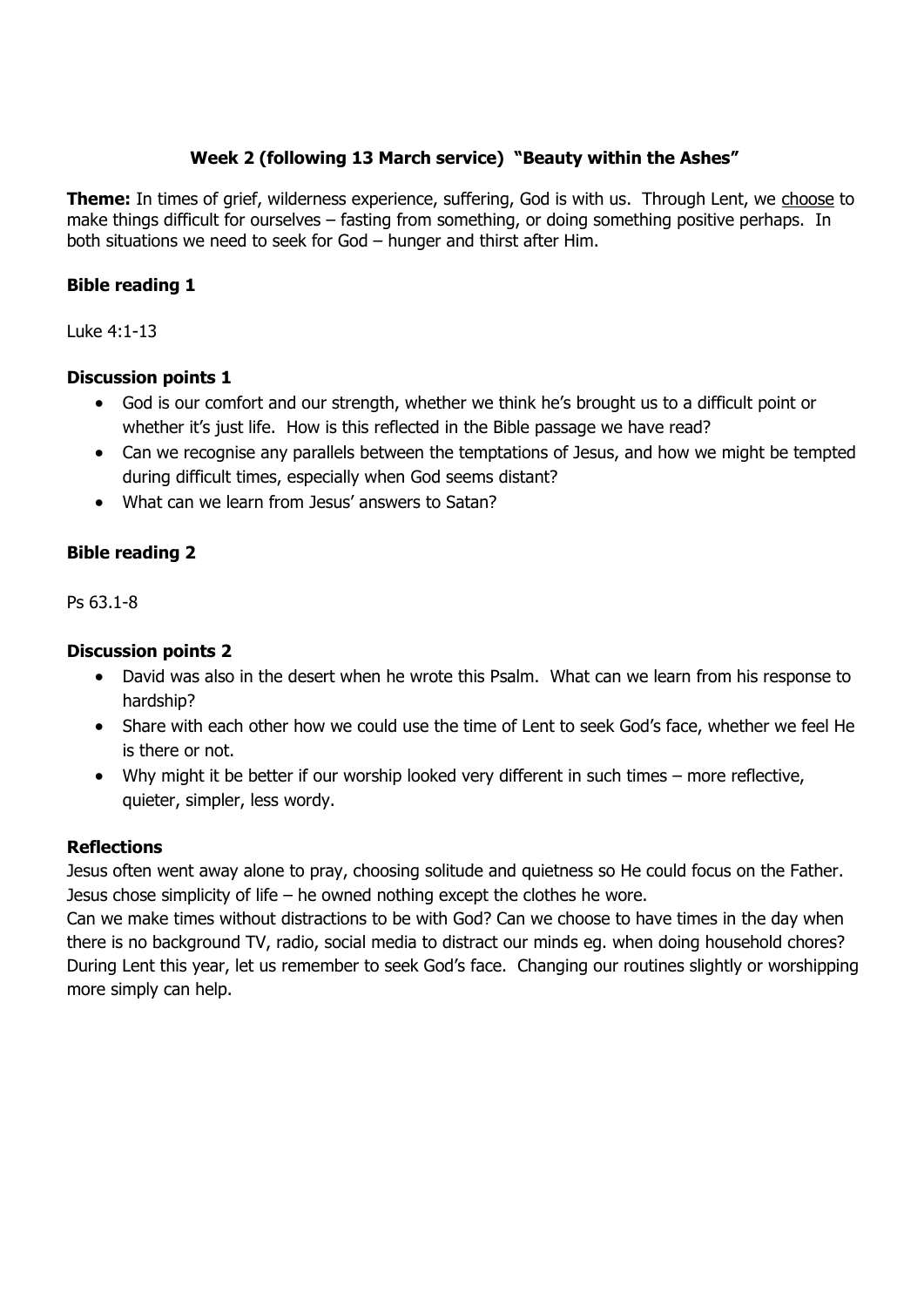## Week 2 (following 13 March service) "Beauty within the Ashes"

**Theme:** In times of grief, wilderness experience, suffering, God is with us. Through Lent, we <u>choose</u> to make things difficult for ourselves – fasting from something, or doing something positive perhaps. In both situations we need to seek for God – hunger and thirst after Him.

### Bible reading 1

Luke 4:1-13

### Discussion points 1

- God is our comfort and our strength, whether we think he's brought us to a difficult point or whether it's just life. How is this reflected in the Bible passage we have read?
- Can we recognise any parallels between the temptations of Jesus, and how we might be tempted during difficult times, especially when God seems distant?
- What can we learn from Jesus' answers to Satan?

### Bible reading 2

Ps 63.1-8

### Discussion points 2

- David was also in the desert when he wrote this Psalm. What can we learn from his response to hardship?
- Share with each other how we could use the time of Lent to seek God's face, whether we feel He is there or not.
- Why might it be better if our worship looked very different in such times – more reflective, quieter, simpler, less wordy.

### Reflections

Jesus often went away alone to pray, choosing solitude and quietness so He could focus on the Father. Jesus chose simplicity of life – he owned nothing except the clothes he wore.

Can we make times without distractions to be with God? Can we choose to have times in the day when there is no background TV, radio, social media to distract our minds eg. when doing household chores? During Lent this year, let us remember to seek God's face. Changing our routines slightly or worshipping more simply can help.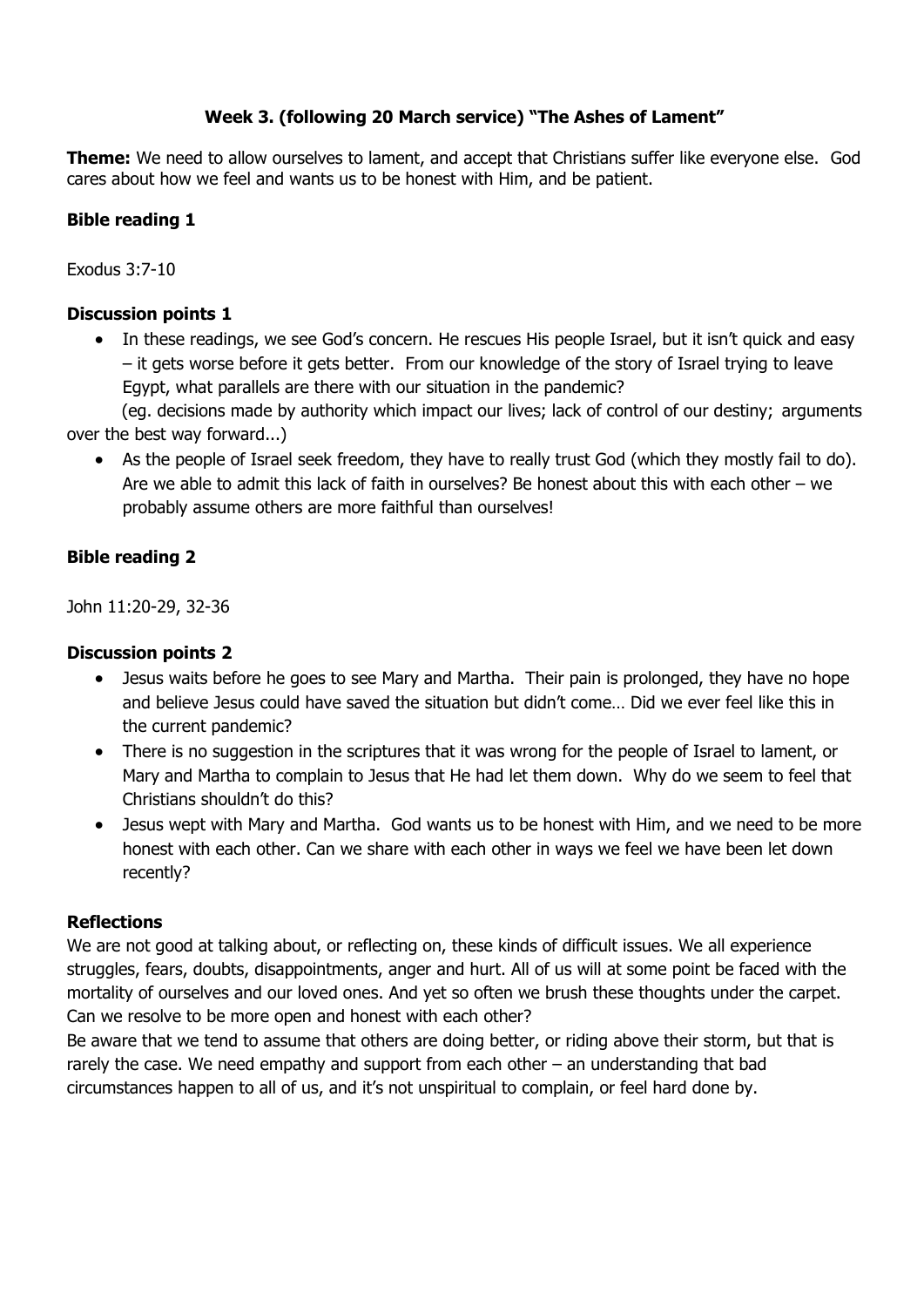# Week 3. (following 20 March service) "The Ashes of Lament"

**Theme:** We need to allow ourselves to lament, and accept that Christians suffer like everyone else. God cares about how we feel and wants us to be honest with Him, and be patient.

## Bible reading 1

Exodus 3:7-10

## Discussion points 1

- In these readings, we see God's concern. He rescues His people Israel, but it isn't quick and easy – it gets worse before it gets better. From our knowledge of the story of Israel trying to leave Egypt, what parallels are there with our situation in the pandemic?

  (eg. decisions made by authority which impact our lives; lack of control of our destiny; arguments over the best way forward...)

- As the people of Israel seek freedom, they have to really trust God (which they mostly fail to do). Are we able to admit this lack of faith in ourselves? Be honest about this with each other – we probably assume others are more faithful than ourselves!

## Bible reading 2

John 11:20-29, 32-36

## Discussion points 2

- Jesus waits before he goes to see Mary and Martha. Their pain is prolonged, they have no hope and believe Jesus could have saved the situation but didn't come… Did we ever feel like this in the current pandemic?
- There is no suggestion in the scriptures that it was wrong for the people of Israel to lament, or Mary and Martha to complain to Jesus that He had let them down. Why do we seem to feel that Christians shouldn't do this?
- Jesus wept with Mary and Martha. God wants us to be honest with Him, and we need to be more honest with each other. Can we share with each other in ways we feel we have been let down recently?

## Reflections

We are not good at talking about, or reflecting on, these kinds of difficult issues. We all experience struggles, fears, doubts, disappointments, anger and hurt. All of us will at some point be faced with the mortality of ourselves and our loved ones. And yet so often we brush these thoughts under the carpet. Can we resolve to be more open and honest with each other?

Be aware that we tend to assume that others are doing better, or riding above their storm, but that is rarely the case. We need empathy and support from each other – an understanding that bad circumstances happen to all of us, and it's not unspiritual to complain, or feel hard done by.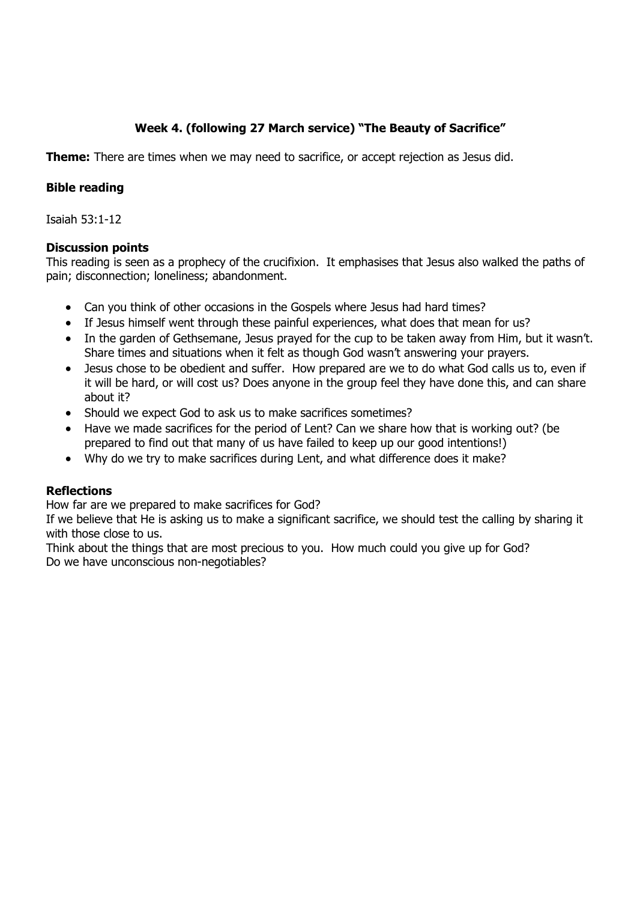**Week 4. (following 27 March service) "The Beauty of Sacrifice"**

**Theme:** There are times when we may need to sacrifice, or accept rejection as Jesus did.

### Bible reading

Isaiah 53:1-12

### Discussion points

This reading is seen as a prophecy of the crucifixion. It emphasises that Jesus also walked the paths of pain; disconnection; loneliness; abandonment.

- Can you think of other occasions in the Gospels where Jesus had hard times?
- If Jesus himself went through these painful experiences, what does that mean for us?
- In the garden of Gethsemane, Jesus prayed for the cup to be taken away from Him, but it wasn't. Share times and situations when it felt as though God wasn't answering your prayers.
- Jesus chose to be obedient and suffer. How prepared are we to do what God calls us to, even if it will be hard, or will cost us? Does anyone in the group feel they have done this, and can share about it?
- Should we expect God to ask us to make sacrifices sometimes?
- Have we made sacrifices for the period of Lent? Can we share how that is working out? (be prepared to find out that many of us have failed to keep up our good intentions!)
- Why do we try to make sacrifices during Lent, and what difference does it make?

### Reflections

How far are we prepared to make sacrifices for God?

If we believe that He is asking us to make a significant sacrifice, we should test the calling by sharing it with those close to us.

Think about the things that are most precious to you. How much could you give up for God?

Do we have unconscious non-negotiables?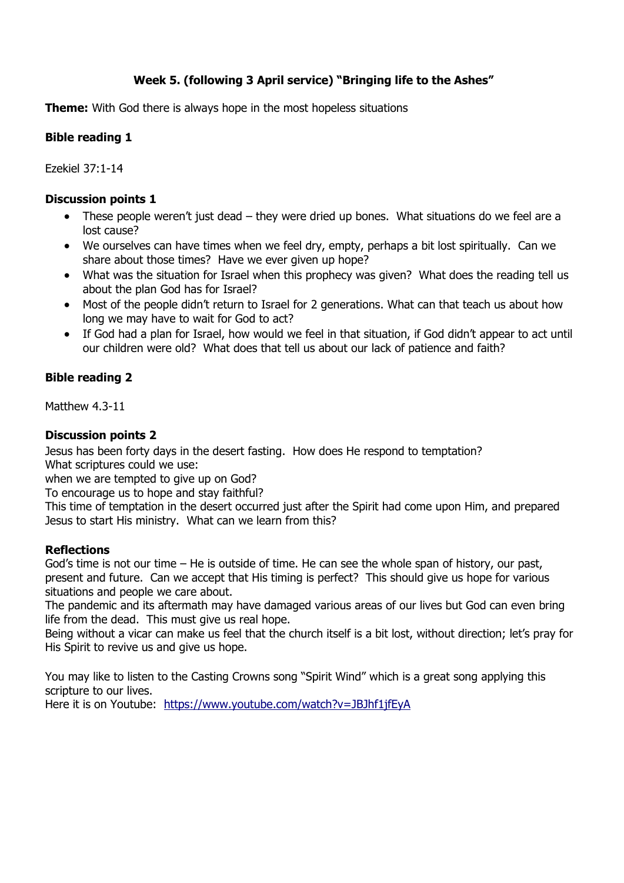# Week 5. (following 3 April service) "Bringing life to the Ashes"

**Theme:** With God there is always hope in the most hopeless situations

**Bible reading 1**

Ezekiel 37:1-14

**Discussion points 1**

- These people weren't just dead – they were dried up bones. What situations do we feel are a lost cause?
- We ourselves can have times when we feel dry, empty, perhaps a bit lost spiritually. Can we share about those times? Have we ever given up hope?
- What was the situation for Israel when this prophecy was given? What does the reading tell us about the plan God has for Israel?
- Most of the people didn't return to Israel for 2 generations. What can that teach us about how long we may have to wait for God to act?
- If God had a plan for Israel, how would we feel in that situation, if God didn't appear to act until our children were old? What does that tell us about our lack of patience and faith?

**Bible reading 2**

Matthew 4.3-11

**Discussion points 2**

Jesus has been forty days in the desert fasting. How does He respond to temptation?
What scriptures could we use:
when we are tempted to give up on God?
To encourage us to hope and stay faithful?
This time of temptation in the desert occurred just after the Spirit had come upon Him, and prepared Jesus to start His ministry. What can we learn from this?

**Reflections**

God's time is not our time – He is outside of time. He can see the whole span of history, our past, present and future. Can we accept that His timing is perfect? This should give us hope for various situations and people we care about.
The pandemic and its aftermath may have damaged various areas of our lives but God can even bring life from the dead. This must give us real hope.
Being without a vicar can make us feel that the church itself is a bit lost, without direction; let's pray for His Spirit to revive us and give us hope.

You may like to listen to the Casting Crowns song "Spirit Wind" which is a great song applying this scripture to our lives.
Here it is on Youtube: https://www.youtube.com/watch?v=JBJhf1jfEyA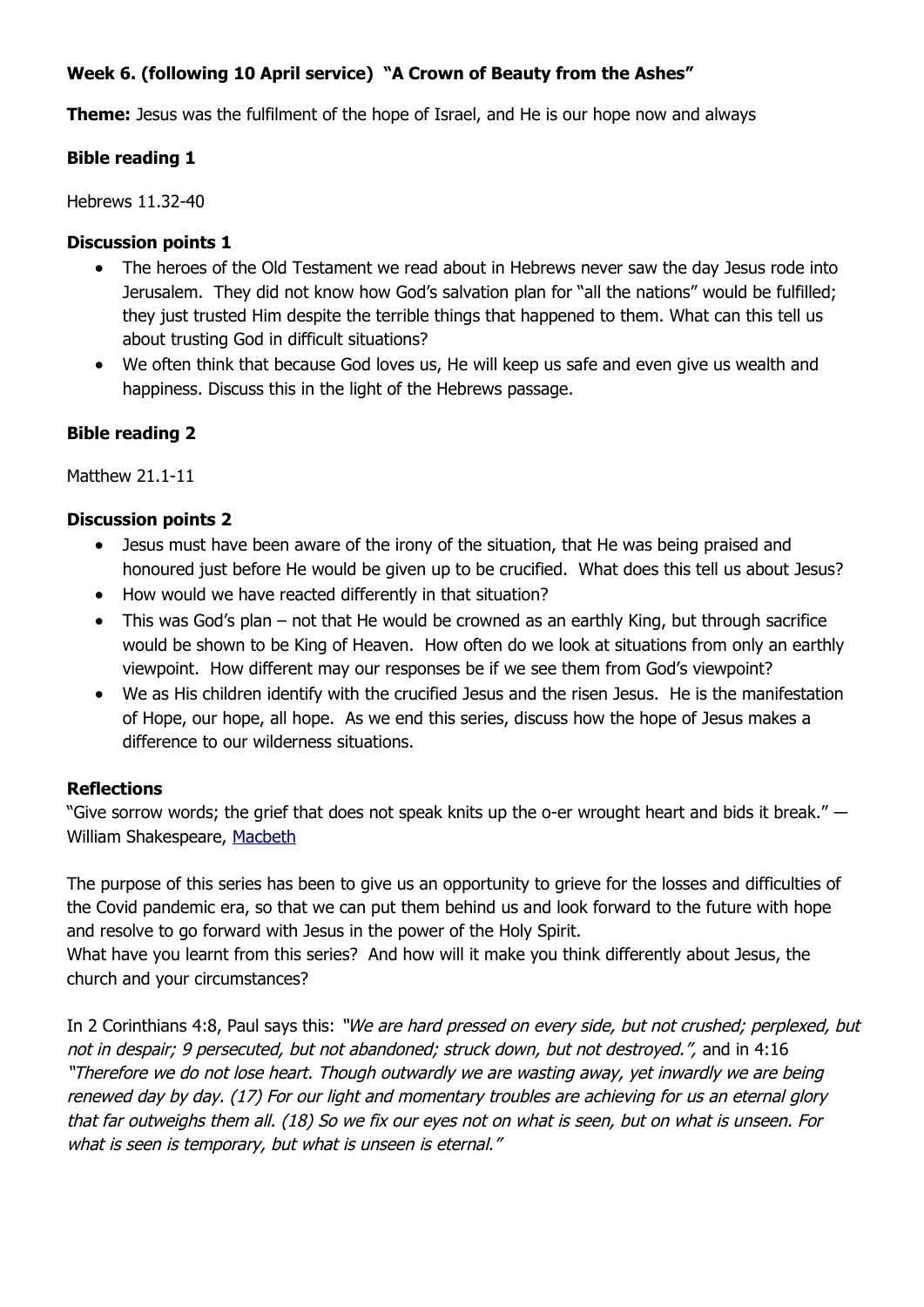**Week 6. (following 10 April service) "A Crown of Beauty from the Ashes"**

**Theme:** Jesus was the fulfilment of the hope of Israel, and He is our hope now and always

**Bible reading 1**

Hebrews 11.32-40

**Discussion points 1**

- The heroes of the Old Testament we read about in Hebrews never saw the day Jesus rode into Jerusalem. They did not know how God's salvation plan for "all the nations" would be fulfilled; they just trusted Him despite the terrible things that happened to them. What can this tell us about trusting God in difficult situations?
- We often think that because God loves us, He will keep us safe and even give us wealth and happiness. Discuss this in the light of the Hebrews passage.

**Bible reading 2**

Matthew 21.1-11

**Discussion points 2**

- Jesus must have been aware of the irony of the situation, that He was being praised and honoured just before He would be given up to be crucified. What does this tell us about Jesus?
- How would we have reacted differently in that situation?
- This was God's plan – not that He would be crowned as an earthly King, but through sacrifice would be shown to be King of Heaven. How often do we look at situations from only an earthly viewpoint. How different may our responses be if we see them from God's viewpoint?
- We as His children identify with the crucified Jesus and the risen Jesus. He is the manifestation of Hope, our hope, all hope. As we end this series, discuss how the hope of Jesus makes a difference to our wilderness situations.

**Reflections**

"Give sorrow words; the grief that does not speak knits up the o-er wrought heart and bids it break." — William Shakespeare, Macbeth

The purpose of this series has been to give us an opportunity to grieve for the losses and difficulties of the Covid pandemic era, so that we can put them behind us and look forward to the future with hope and resolve to go forward with Jesus in the power of the Holy Spirit.
What have you learnt from this series? And how will it make you think differently about Jesus, the church and your circumstances?

In 2 Corinthians 4:8, Paul says this: *"We are hard pressed on every side, but not crushed; perplexed, but not in despair; 9 persecuted, but not abandoned; struck down, but not destroyed.",* and in 4:16 *"Therefore we do not lose heart. Though outwardly we are wasting away, yet inwardly we are being renewed day by day. (17) For our light and momentary troubles are achieving for us an eternal glory that far outweighs them all. (18) So we fix our eyes not on what is seen, but on what is unseen. For what is seen is temporary, but what is unseen is eternal."*